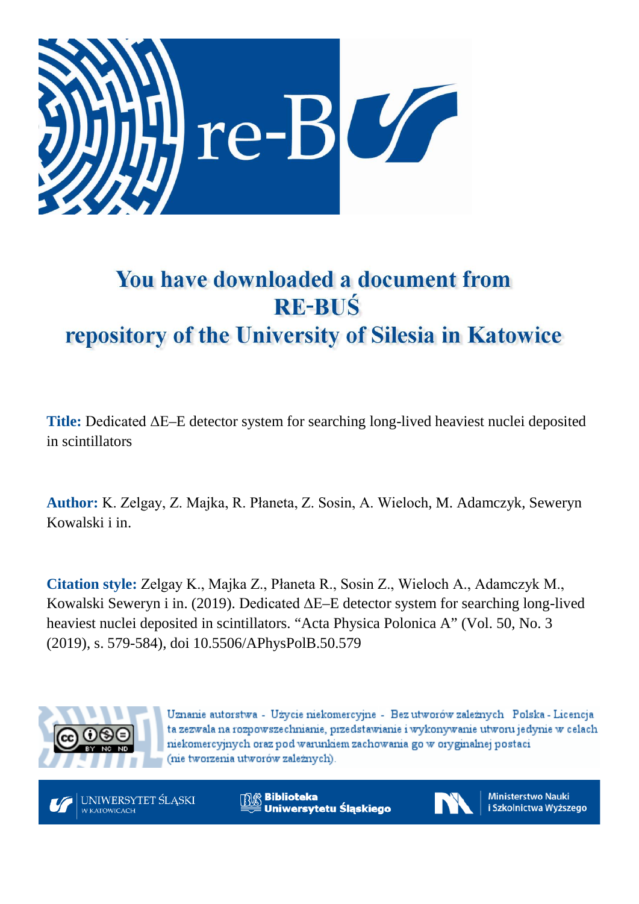# You have downloaded a document from RE-BUŚ repository of the University of Silesia in Katowice

**Title:** Dedicated ΔE–E detector system for searching long-lived heaviest nuclei deposited in scintillators

**Author:** K. Zelgay, Z. Majka, R. Płaneta, Z. Sosin, A. Wieloch, M. Adamczyk, Seweryn Kowalski i in.

**Citation style:** Zelgay K., Majka Z., Płaneta R., Sosin Z., Wieloch A., Adamczyk M., Kowalski Seweryn i in. (2019). Dedicated ΔE–E detector system for searching long-lived heaviest nuclei deposited in scintillators. "Acta Physica Polonica A" (Vol. 50, No. 3 (2019), s. 579-584), doi 10.5506/APhysPolB.50.579

Uznanie autorstwa - Użycie niekomercyjne - Bez utworów zależnych Polska - Licencja ta zezwala na rozpowszechnianie, przedstawianie i wykonywanie utworu jedynie w celach niekomercyjnych oraz pod warunkiem zachowania go w oryginalnej postaci (nie tworzenia utworów zależnych).

UNIWERSYTET ŚLĄSKI W KATOWICACH

Biblioteka Uniwersytetu Śląskiego

Ministerstwo Nauki i Szkolnictwa Wyższego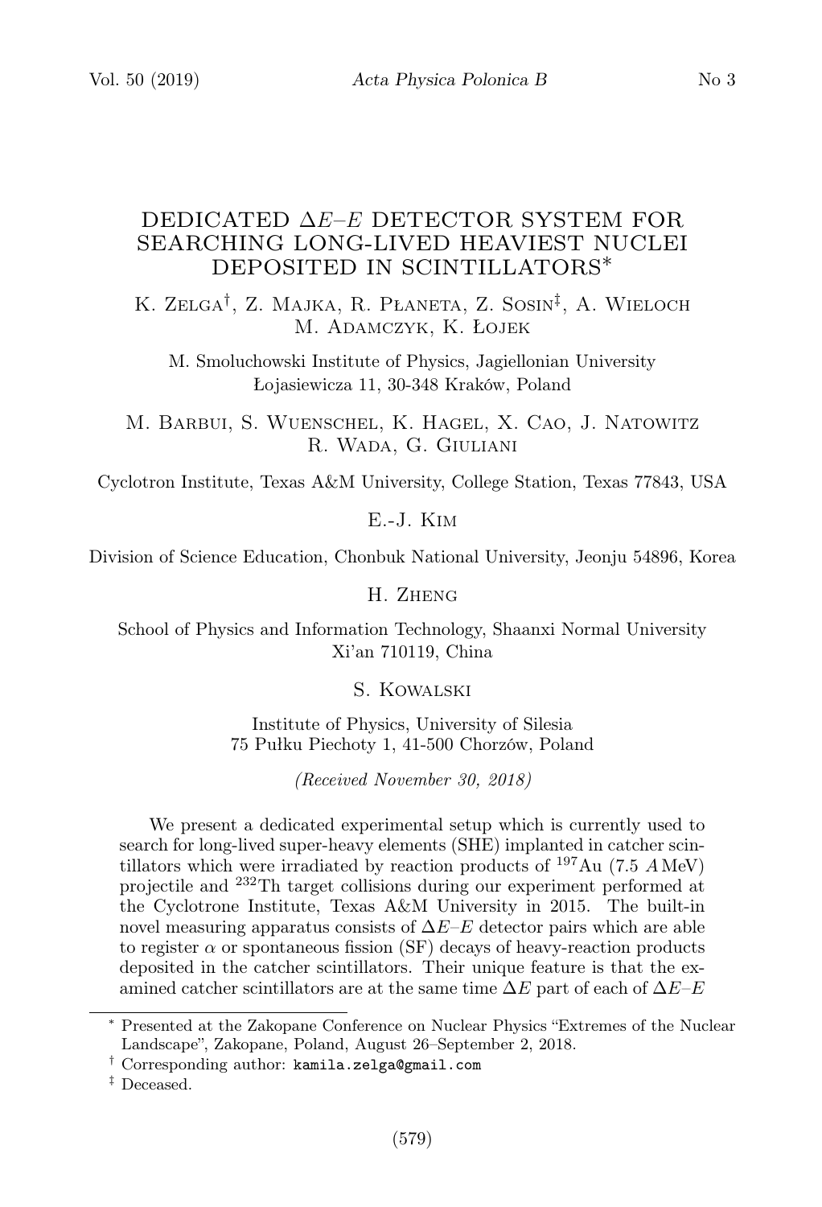# DEDICATED $\Delta E$–$E$ DETECTOR SYSTEM FOR SEARCHING LONG-LIVED HEAVIEST NUCLEI DEPOSITED IN SCINTILLATORS*

K. Zelga†, Z. Majka, R. Płaneta, Z. Sosin‡, A. Wieloch
M. Adamczyk, K. Łojek

M. Smoluchowski Institute of Physics, Jagiellonian University
Łojasiewicza 11, 30-348 Kraków, Poland

M. Barbui, S. Wuenschel, K. Hagel, X. Cao, J. Natowitz
R. Wada, G. Giuliani

Cyclotron Institute, Texas A&M University, College Station, Texas 77843, USA

E.-J. Kim

Division of Science Education, Chonbuk National University, Jeonju 54896, Korea

H. Zheng

School of Physics and Information Technology, Shaanxi Normal University
Xi'an 710119, China

S. Kowalski

Institute of Physics, University of Silesia
75 Pułku Piechoty 1, 41-500 Chorzów, Poland

*(Received November 30, 2018)*

We present a dedicated experimental setup which is currently used to search for long-lived super-heavy elements (SHE) implanted in catcher scintillators which were irradiated by reaction products of $^{197}$Au (7.5 $A$ MeV) projectile and $^{232}$Th target collisions during our experiment performed at the Cyclotrone Institute, Texas A&M University in 2015. The built-in novel measuring apparatus consists of $\Delta E$–$E$ detector pairs which are able to register $\alpha$ or spontaneous fission (SF) decays of heavy-reaction products deposited in the catcher scintillators. Their unique feature is that the examined catcher scintillators are at the same time $\Delta E$ part of each of $\Delta E$–$E$

---

\* Presented at the Zakopane Conference on Nuclear Physics "Extremes of the Nuclear Landscape", Zakopane, Poland, August 26–September 2, 2018.

† Corresponding author: `kamila.zelga@gmail.com`

‡ Deceased.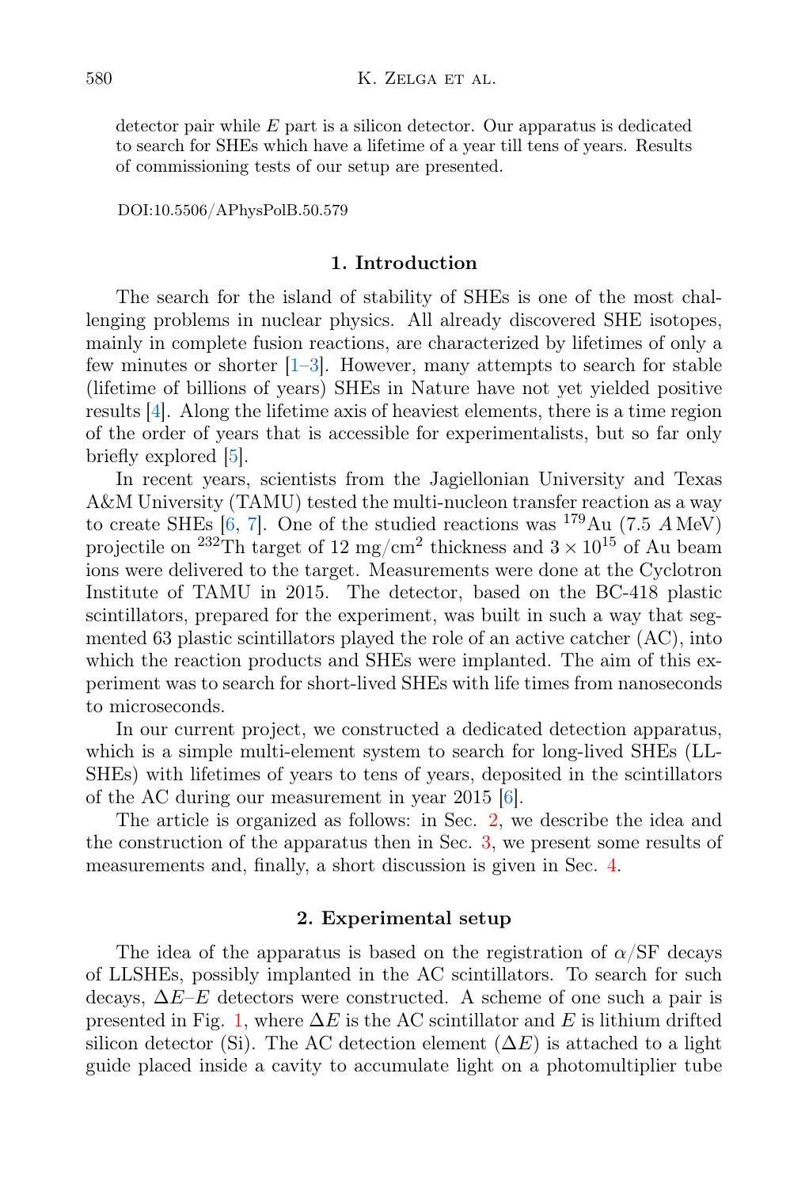detector pair while $E$ part is a silicon detector. Our apparatus is dedicated to search for SHEs which have a lifetime of a year till tens of years. Results of commissioning tests of our setup are presented.

DOI:10.5506/APhysPolB.50.579

## 1. Introduction

The search for the island of stability of SHEs is one of the most challenging problems in nuclear physics. All already discovered SHE isotopes, mainly in complete fusion reactions, are characterized by lifetimes of only a few minutes or shorter [1–3]. However, many attempts to search for stable (lifetime of billions of years) SHEs in Nature have not yet yielded positive results [4]. Along the lifetime axis of heaviest elements, there is a time region of the order of years that is accessible for experimentalists, but so far only briefly explored [5].

In recent years, scientists from the Jagiellonian University and Texas A&M University (TAMU) tested the multi-nucleon transfer reaction as a way to create SHEs [6, 7]. One of the studied reactions was $^{179}$Au (7.5 $A$ MeV) projectile on $^{232}$Th target of 12 mg/cm$^2$ thickness and $3 \times 10^{15}$ of Au beam ions were delivered to the target. Measurements were done at the Cyclotron Institute of TAMU in 2015. The detector, based on the BC-418 plastic scintillators, prepared for the experiment, was built in such a way that segmented 63 plastic scintillators played the role of an active catcher (AC), into which the reaction products and SHEs were implanted. The aim of this experiment was to search for short-lived SHEs with life times from nanoseconds to microseconds.

In our current project, we constructed a dedicated detection apparatus, which is a simple multi-element system to search for long-lived SHEs (LLSHEs) with lifetimes of years to tens of years, deposited in the scintillators of the AC during our measurement in year 2015 [6].

The article is organized as follows: in Sec. 2, we describe the idea and the construction of the apparatus then in Sec. 3, we present some results of measurements and, finally, a short discussion is given in Sec. 4.

## 2. Experimental setup

The idea of the apparatus is based on the registration of $\alpha$/SF decays of LLSHEs, possibly implanted in the AC scintillators. To search for such decays, $\Delta E$–$E$ detectors were constructed. A scheme of one such a pair is presented in Fig. 1, where $\Delta E$ is the AC scintillator and $E$ is lithium drifted silicon detector (Si). The AC detection element ($\Delta E$) is attached to a light guide placed inside a cavity to accumulate light on a photomultiplier tube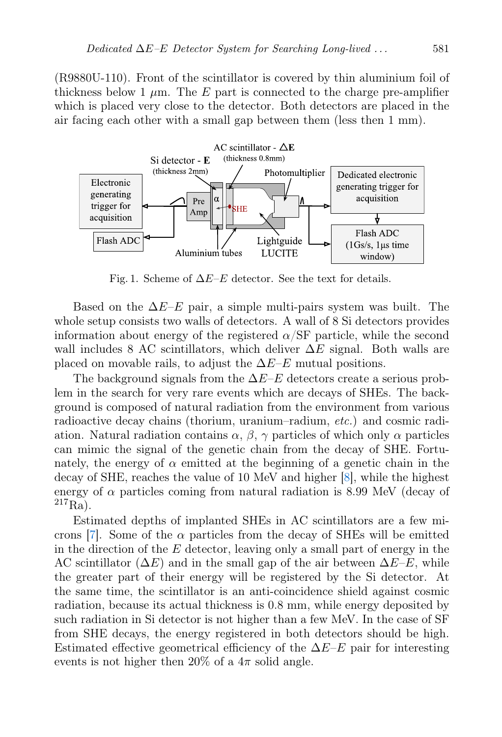(R9880U-110). Front of the scintillator is covered by thin aluminium foil of thickness below 1 $\mu$m. The $E$ part is connected to the charge pre-amplifier which is placed very close to the detector. Both detectors are placed in the air facing each other with a small gap between them (less then 1 mm).

Fig. 1. Scheme of $\Delta E$–$E$ detector. See the text for details.

Based on the $\Delta E$–$E$ pair, a simple multi-pairs system was built. The whole setup consists two walls of detectors. A wall of 8 Si detectors provides information about energy of the registered $\alpha$/SF particle, while the second wall includes 8 AC scintillators, which deliver $\Delta E$ signal. Both walls are placed on movable rails, to adjust the $\Delta E$–$E$ mutual positions.

The background signals from the $\Delta E$–$E$ detectors create a serious problem in the search for very rare events which are decays of SHEs. The background is composed of natural radiation from the environment from various radioactive decay chains (thorium, uranium–radium, *etc.*) and cosmic radiation. Natural radiation contains $\alpha$, $\beta$, $\gamma$ particles of which only $\alpha$ particles can mimic the signal of the genetic chain from the decay of SHE. Fortunately, the energy of $\alpha$ emitted at the beginning of a genetic chain in the decay of SHE, reaches the value of 10 MeV and higher [8], while the highest energy of $\alpha$ particles coming from natural radiation is 8.99 MeV (decay of $^{217}$Ra).

Estimated depths of implanted SHEs in AC scintillators are a few microns [7]. Some of the $\alpha$ particles from the decay of SHEs will be emitted in the direction of the $E$ detector, leaving only a small part of energy in the AC scintillator ($\Delta E$) and in the small gap of the air between $\Delta E$–$E$, while the greater part of their energy will be registered by the Si detector. At the same time, the scintillator is an anti-coincidence shield against cosmic radiation, because its actual thickness is 0.8 mm, while energy deposited by such radiation in Si detector is not higher than a few MeV. In the case of SF from SHE decays, the energy registered in both detectors should be high. Estimated effective geometrical efficiency of the $\Delta E$–$E$ pair for interesting events is not higher then 20% of a $4\pi$ solid angle.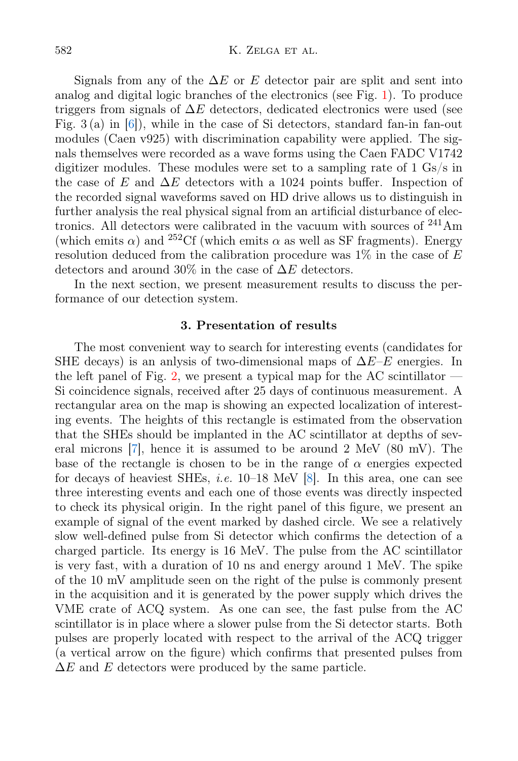Signals from any of the $\Delta E$ or $E$ detector pair are split and sent into analog and digital logic branches of the electronics (see Fig. 1). To produce triggers from signals of $\Delta E$ detectors, dedicated electronics were used (see Fig. 3 (a) in [6]), while in the case of Si detectors, standard fan-in fan-out modules (Caen v925) with discrimination capability were applied. The signals themselves were recorded as a wave forms using the Caen FADC V1742 digitizer modules. These modules were set to a sampling rate of 1 Gs/s in the case of $E$ and $\Delta E$ detectors with a 1024 points buffer. Inspection of the recorded signal waveforms saved on HD drive allows us to distinguish in further analysis the real physical signal from an artificial disturbance of electronics. All detectors were calibrated in the vacuum with sources of $^{241}$Am (which emits $\alpha$) and $^{252}$Cf (which emits $\alpha$ as well as SF fragments). Energy resolution deduced from the calibration procedure was 1% in the case of $E$ detectors and around 30% in the case of $\Delta E$ detectors.

In the next section, we present measurement results to discuss the performance of our detection system.

## 3. Presentation of results

The most convenient way to search for interesting events (candidates for SHE decays) is an anlysis of two-dimensional maps of $\Delta E$–$E$ energies. In the left panel of Fig. 2, we present a typical map for the AC scintillator — Si coincidence signals, received after 25 days of continuous measurement. A rectangular area on the map is showing an expected localization of interesting events. The heights of this rectangle is estimated from the observation that the SHEs should be implanted in the AC scintillator at depths of several microns [7], hence it is assumed to be around 2 MeV (80 mV). The base of the rectangle is chosen to be in the range of $\alpha$ energies expected for decays of heaviest SHEs, *i.e.* 10–18 MeV [8]. In this area, one can see three interesting events and each one of those events was directly inspected to check its physical origin. In the right panel of this figure, we present an example of signal of the event marked by dashed circle. We see a relatively slow well-defined pulse from Si detector which confirms the detection of a charged particle. Its energy is 16 MeV. The pulse from the AC scintillator is very fast, with a duration of 10 ns and energy around 1 MeV. The spike of the 10 mV amplitude seen on the right of the pulse is commonly present in the acquisition and it is generated by the power supply which drives the VME crate of ACQ system. As one can see, the fast pulse from the AC scintillator is in place where a slower pulse from the Si detector starts. Both pulses are properly located with respect to the arrival of the ACQ trigger (a vertical arrow on the figure) which confirms that presented pulses from $\Delta E$ and $E$ detectors were produced by the same particle.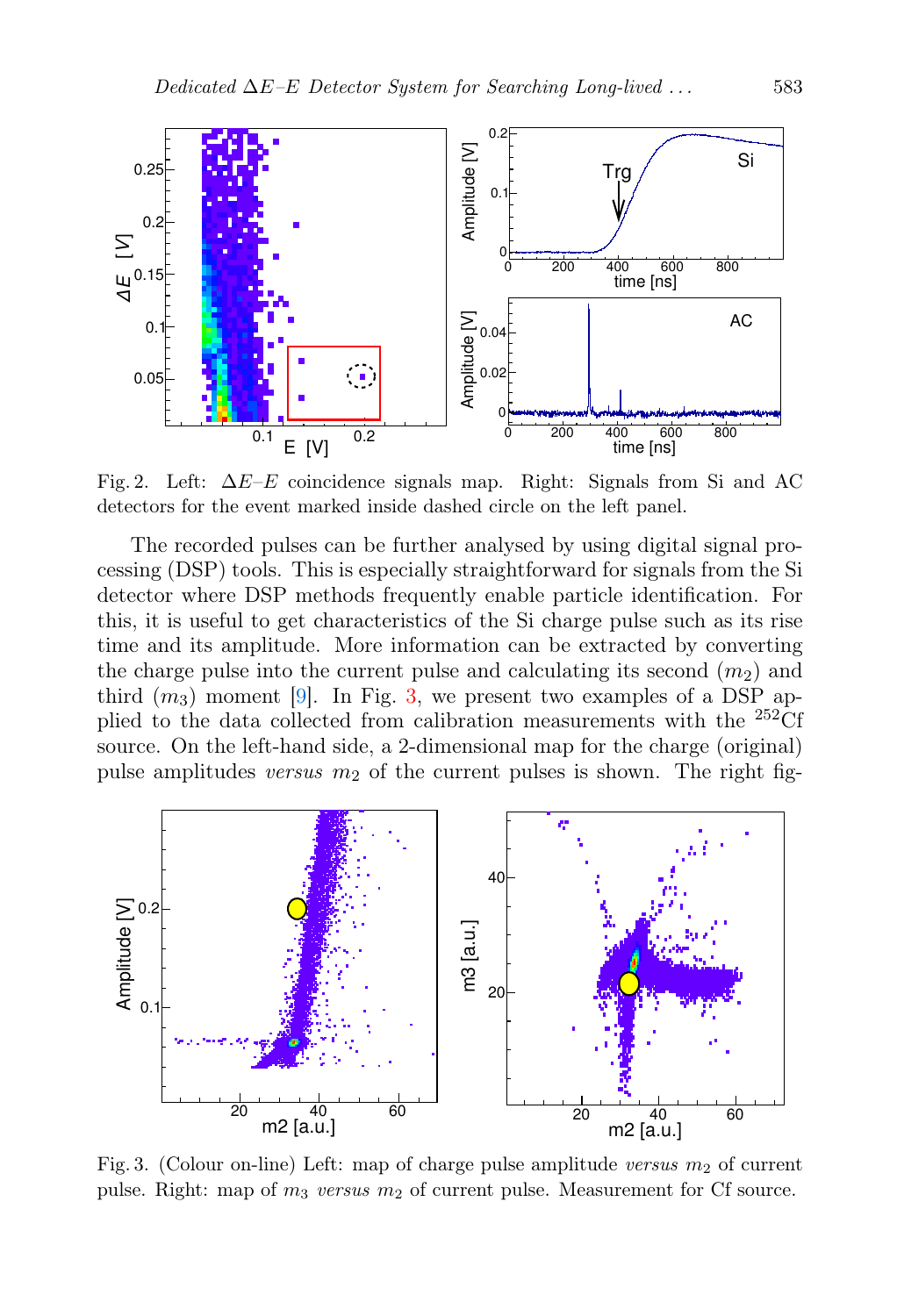Fig. 2. Left: $\Delta E$–$E$ coincidence signals map. Right: Signals from Si and AC detectors for the event marked inside dashed circle on the left panel.

The recorded pulses can be further analysed by using digital signal processing (DSP) tools. This is especially straightforward for signals from the Si detector where DSP methods frequently enable particle identification. For this, it is useful to get characteristics of the Si charge pulse such as its rise time and its amplitude. More information can be extracted by converting the charge pulse into the current pulse and calculating its second ($m_2$) and third ($m_3$) moment [9]. In Fig. 3, we present two examples of a DSP applied to the data collected from calibration measurements with the $^{252}$Cf source. On the left-hand side, a 2-dimensional map for the charge (original) pulse amplitudes *versus* $m_2$ of the current pulses is shown. The right fig-

Fig. 3. (Colour on-line) Left: map of charge pulse amplitude *versus* $m_2$ of current pulse. Right: map of $m_3$ *versus* $m_2$ of current pulse. Measurement for Cf source.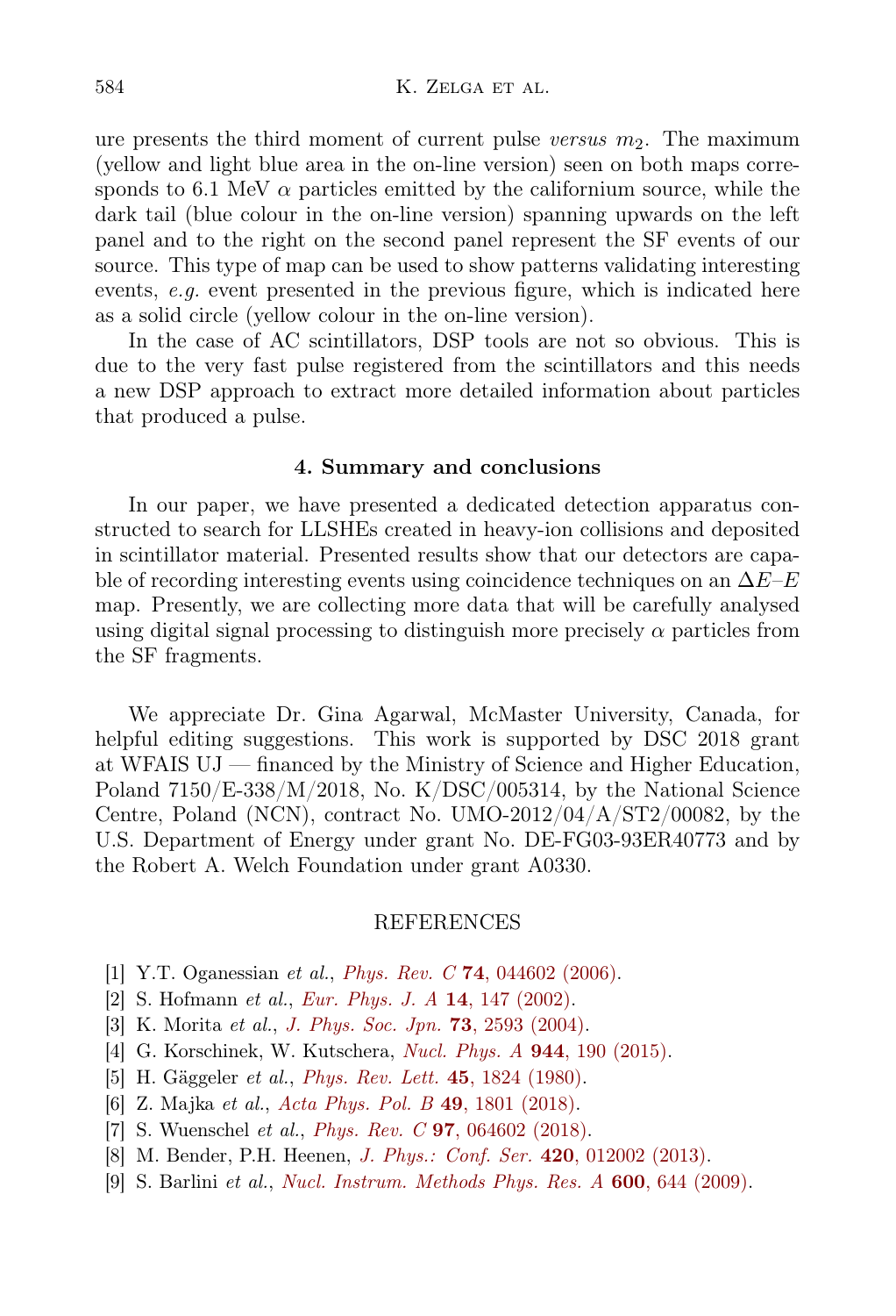ure presents the third moment of current pulse *versus* $m_2$. The maximum (yellow and light blue area in the on-line version) seen on both maps corresponds to 6.1 MeV $\alpha$ particles emitted by the californium source, while the dark tail (blue colour in the on-line version) spanning upwards on the left panel and to the right on the second panel represent the SF events of our source. This type of map can be used to show patterns validating interesting events, *e.g.* event presented in the previous figure, which is indicated here as a solid circle (yellow colour in the on-line version).

In the case of AC scintillators, DSP tools are not so obvious. This is due to the very fast pulse registered from the scintillators and this needs a new DSP approach to extract more detailed information about particles that produced a pulse.

## 4. Summary and conclusions

In our paper, we have presented a dedicated detection apparatus constructed to search for LLSHEs created in heavy-ion collisions and deposited in scintillator material. Presented results show that our detectors are capable of recording interesting events using coincidence techniques on an $\Delta E$–$E$ map. Presently, we are collecting more data that will be carefully analysed using digital signal processing to distinguish more precisely $\alpha$ particles from the SF fragments.

We appreciate Dr. Gina Agarwal, McMaster University, Canada, for helpful editing suggestions. This work is supported by DSC 2018 grant at WFAIS UJ — financed by the Ministry of Science and Higher Education, Poland 7150/E-338/M/2018, No. K/DSC/005314, by the National Science Centre, Poland (NCN), contract No. UMO-2012/04/A/ST2/00082, by the U.S. Department of Energy under grant No. DE-FG03-93ER40773 and by the Robert A. Welch Foundation under grant A0330.

## REFERENCES

[1] Y.T. Oganessian *et al.*, *Phys. Rev. C* **74**, 044602 (2006).

[2] S. Hofmann *et al.*, *Eur. Phys. J. A* **14**, 147 (2002).

[3] K. Morita *et al.*, *J. Phys. Soc. Jpn.* **73**, 2593 (2004).

[4] G. Korschinek, W. Kutschera, *Nucl. Phys. A* **944**, 190 (2015).

[5] H. Gäggeler *et al.*, *Phys. Rev. Lett.* **45**, 1824 (1980).

[6] Z. Majka *et al.*, *Acta Phys. Pol. B* **49**, 1801 (2018).

[7] S. Wuenschel *et al.*, *Phys. Rev. C* **97**, 064602 (2018).

[8] M. Bender, P.H. Heenen, *J. Phys.: Conf. Ser.* **420**, 012002 (2013).

[9] S. Barlini *et al.*, *Nucl. Instrum. Methods Phys. Res. A* **600**, 644 (2009).